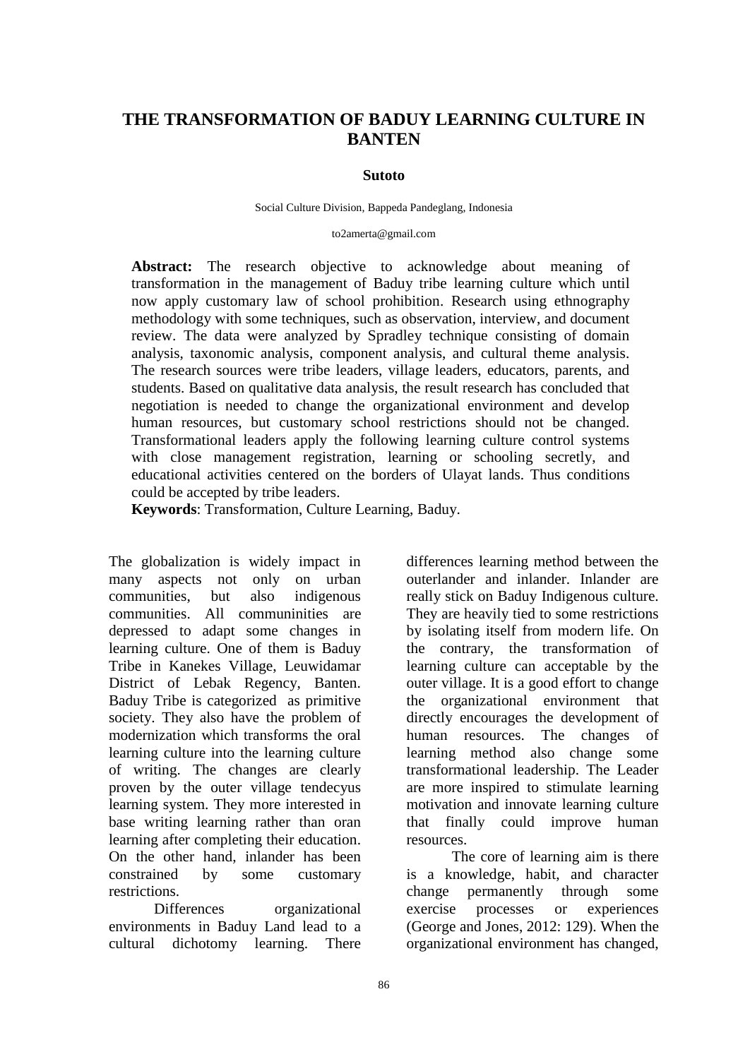# THE TRANSFORMATION OF BADUY LEARNING CULTURE IN BANTEN

**Sutoto**

Social Culture Division, Bappeda Pandeglang, Indonesia

to2amerta@gmail.com

**Abstract:** The research objective to acknowledge about meaning of transformation in the management of Baduy tribe learning culture which until now apply customary law of school prohibition. Research using ethnography methodology with some techniques, such as observation, interview, and document review. The data were analyzed by Spradley technique consisting of domain analysis, taxonomic analysis, component analysis, and cultural theme analysis. The research sources were tribe leaders, village leaders, educators, parents, and students. Based on qualitative data analysis, the result research has concluded that negotiation is needed to change the organizational environment and develop human resources, but customary school restrictions should not be changed. Transformational leaders apply the following learning culture control systems with close management registration, learning or schooling secretly, and educational activities centered on the borders of Ulayat lands. Thus conditions could be accepted by tribe leaders.

**Keywords**: Transformation, Culture Learning, Baduy.

The globalization is widely impact in many aspects not only on urban communities, but also indigenous communities. All communinities are depressed to adapt some changes in learning culture. One of them is Baduy Tribe in Kanekes Village, Leuwidamar District of Lebak Regency, Banten. Baduy Tribe is categorized as primitive society. They also have the problem of modernization which transforms the oral learning culture into the learning culture of writing. The changes are clearly proven by the outer village tendecyus learning system. They more interested in base writing learning rather than oran learning after completing their education. On the other hand, inlander has been constrained by some customary restrictions.

Differences organizational environments in Baduy Land lead to a cultural dichotomy learning. There differences learning method between the outerlander and inlander. Inlander are really stick on Baduy Indigenous culture. They are heavily tied to some restrictions by isolating itself from modern life. On the contrary, the transformation of learning culture can acceptable by the outer village. It is a good effort to change the organizational environment that directly encourages the development of human resources. The changes of learning method also change some transformational leadership. The Leader are more inspired to stimulate learning motivation and innovate learning culture that finally could improve human resources.

The core of learning aim is there is a knowledge, habit, and character change permanently through some exercise processes or experiences (George and Jones, 2012: 129). When the organizational environment has changed,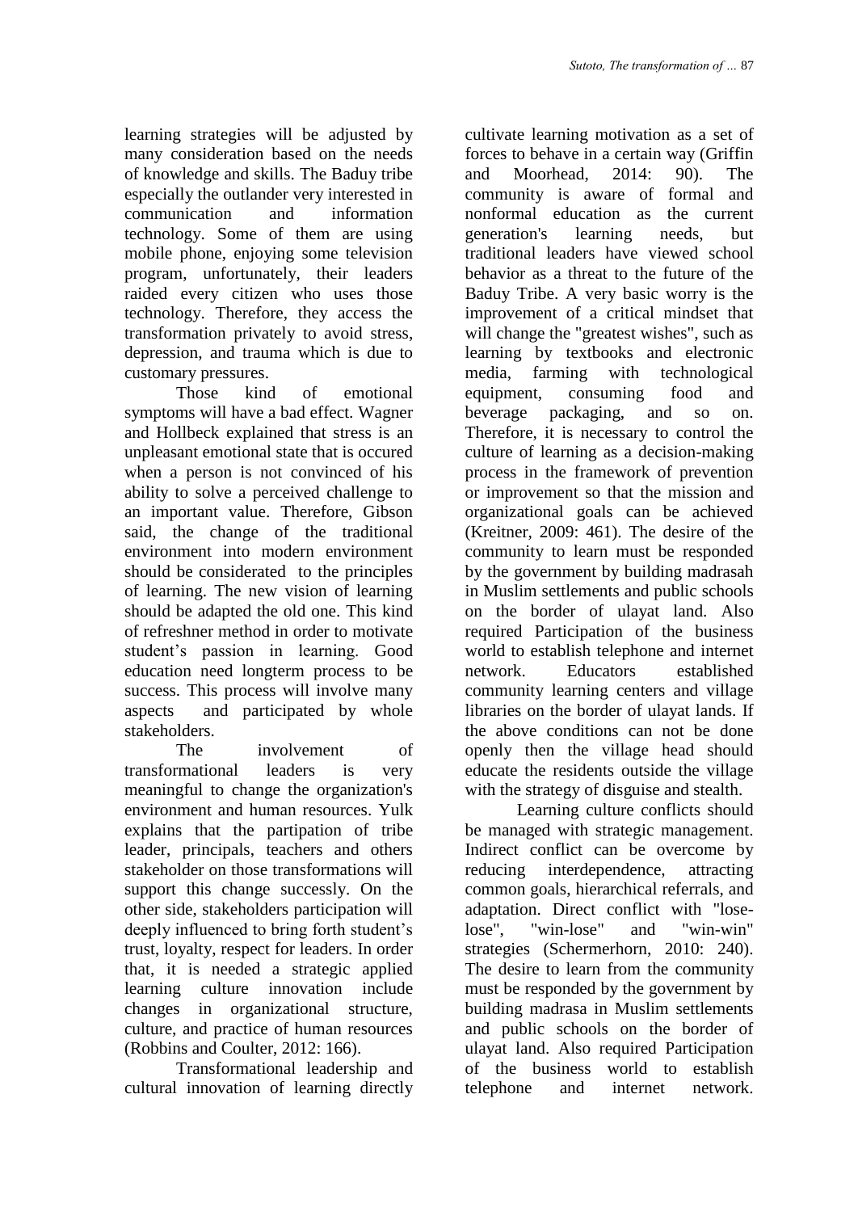learning strategies will be adjusted by many consideration based on the needs of knowledge and skills. The Baduy tribe especially the outlander very interested in communication and information technology. Some of them are using mobile phone, enjoying some television program, unfortunately, their leaders raided every citizen who uses those technology. Therefore, they access the transformation privately to avoid stress, depression, and trauma which is due to customary pressures.

Those kind of emotional symptoms will have a bad effect. Wagner and Hollbeck explained that stress is an unpleasant emotional state that is occured when a person is not convinced of his ability to solve a perceived challenge to an important value. Therefore, Gibson said, the change of the traditional environment into modern environment should be considerated to the principles of learning. The new vision of learning should be adapted the old one. This kind of refreshner method in order to motivate student's passion in learning. Good education need longterm process to be success. This process will involve many aspects and participated by whole stakeholders.

The involvement of transformational leaders is very meaningful to change the organization's environment and human resources. Yulk explains that the partipation of tribe leader, principals, teachers and others stakeholder on those transformations will support this change successly. On the other side, stakeholders participation will deeply influenced to bring forth student's trust, loyalty, respect for leaders. In order that, it is needed a strategic applied learning culture innovation include changes in organizational structure, culture, and practice of human resources (Robbins and Coulter, 2012: 166).

Transformational leadership and cultural innovation of learning directly cultivate learning motivation as a set of forces to behave in a certain way (Griffin and Moorhead, 2014: 90). The community is aware of formal and nonformal education as the current generation's learning needs, but traditional leaders have viewed school behavior as a threat to the future of the Baduy Tribe. A very basic worry is the improvement of a critical mindset that will change the "greatest wishes", such as learning by textbooks and electronic media, farming with technological equipment, consuming food and beverage packaging, and so on. Therefore, it is necessary to control the culture of learning as a decision-making process in the framework of prevention or improvement so that the mission and organizational goals can be achieved (Kreitner, 2009: 461). The desire of the community to learn must be responded by the government by building madrasah in Muslim settlements and public schools on the border of ulayat land. Also required Participation of the business world to establish telephone and internet network. Educators established community learning centers and village libraries on the border of ulayat lands. If the above conditions can not be done openly then the village head should educate the residents outside the village with the strategy of disguise and stealth.

Learning culture conflicts should be managed with strategic management. Indirect conflict can be overcome by reducing interdependence, attracting common goals, hierarchical referrals, and adaptation. Direct conflict with "lose-lose", "win-lose" and "win-win" strategies (Schermerhorn, 2010: 240). The desire to learn from the community must be responded by the government by building madrasa in Muslim settlements and public schools on the border of ulayat land. Also required Participation of the business world to establish telephone and internet network.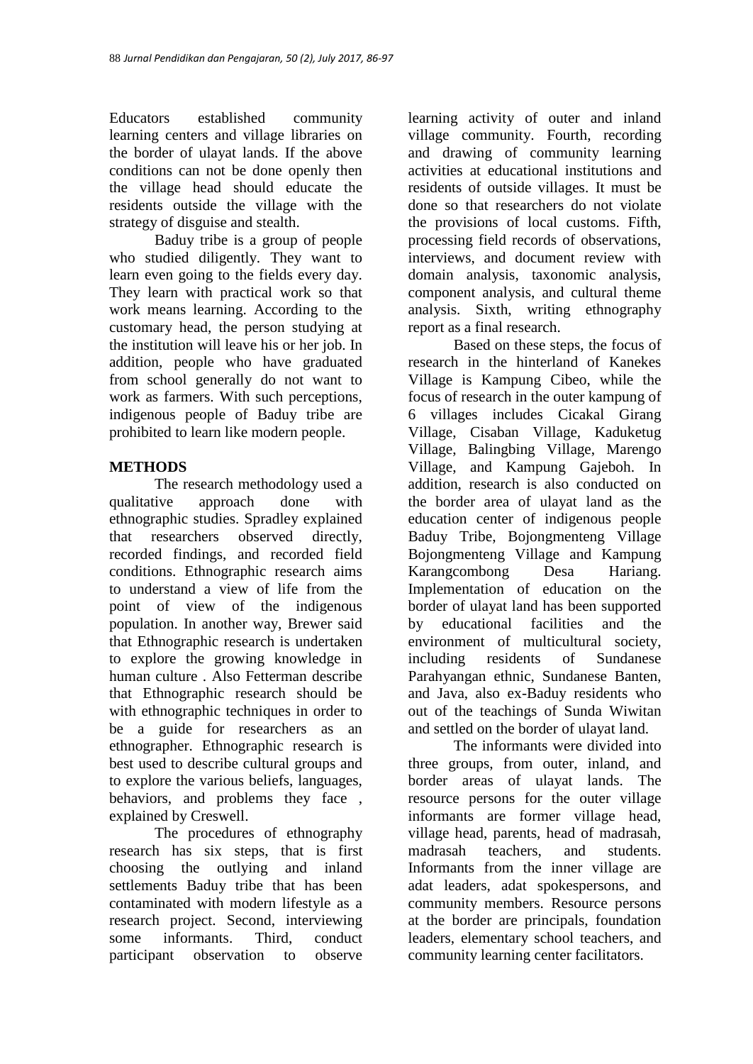Educators established community learning centers and village libraries on the border of ulayat lands. If the above conditions can not be done openly then the village head should educate the residents outside the village with the strategy of disguise and stealth.

Baduy tribe is a group of people who studied diligently. They want to learn even going to the fields every day. They learn with practical work so that work means learning. According to the customary head, the person studying at the institution will leave his or her job. In addition, people who have graduated from school generally do not want to work as farmers. With such perceptions, indigenous people of Baduy tribe are prohibited to learn like modern people.

## METHODS

The research methodology used a qualitative approach done with ethnographic studies. Spradley explained that researchers observed directly, recorded findings, and recorded field conditions. Ethnographic research aims to understand a view of life from the point of view of the indigenous population. In another way, Brewer said that Ethnographic research is undertaken to explore the growing knowledge in human culture . Also Fetterman describe that Ethnographic research should be with ethnographic techniques in order to be a guide for researchers as an ethnographer. Ethnographic research is best used to describe cultural groups and to explore the various beliefs, languages, behaviors, and problems they face , explained by Creswell.

The procedures of ethnography research has six steps, that is first choosing the outlying and inland settlements Baduy tribe that has been contaminated with modern lifestyle as a research project. Second, interviewing some informants. Third, conduct participant observation to observe learning activity of outer and inland village community. Fourth, recording and drawing of community learning activities at educational institutions and residents of outside villages. It must be done so that researchers do not violate the provisions of local customs. Fifth, processing field records of observations, interviews, and document review with domain analysis, taxonomic analysis, component analysis, and cultural theme analysis. Sixth, writing ethnography report as a final research.

Based on these steps, the focus of research in the hinterland of Kanekes Village is Kampung Cibeo, while the focus of research in the outer kampung of 6 villages includes Cicakal Girang Village, Cisaban Village, Kaduketug Village, Balingbing Village, Marengo Village, and Kampung Gajeboh. In addition, research is also conducted on the border area of ulayat land as the education center of indigenous people Baduy Tribe, Bojongmenteng Village Bojongmenteng Village and Kampung Karangcombong Desa Hariang. Implementation of education on the border of ulayat land has been supported by educational facilities and the environment of multicultural society, including residents of Sundanese Parahyangan ethnic, Sundanese Banten, and Java, also ex-Baduy residents who out of the teachings of Sunda Wiwitan and settled on the border of ulayat land.

The informants were divided into three groups, from outer, inland, and border areas of ulayat lands. The resource persons for the outer village informants are former village head, village head, parents, head of madrasah, madrasah teachers, and students. Informants from the inner village are adat leaders, adat spokespersons, and community members. Resource persons at the border are principals, foundation leaders, elementary school teachers, and community learning center facilitators.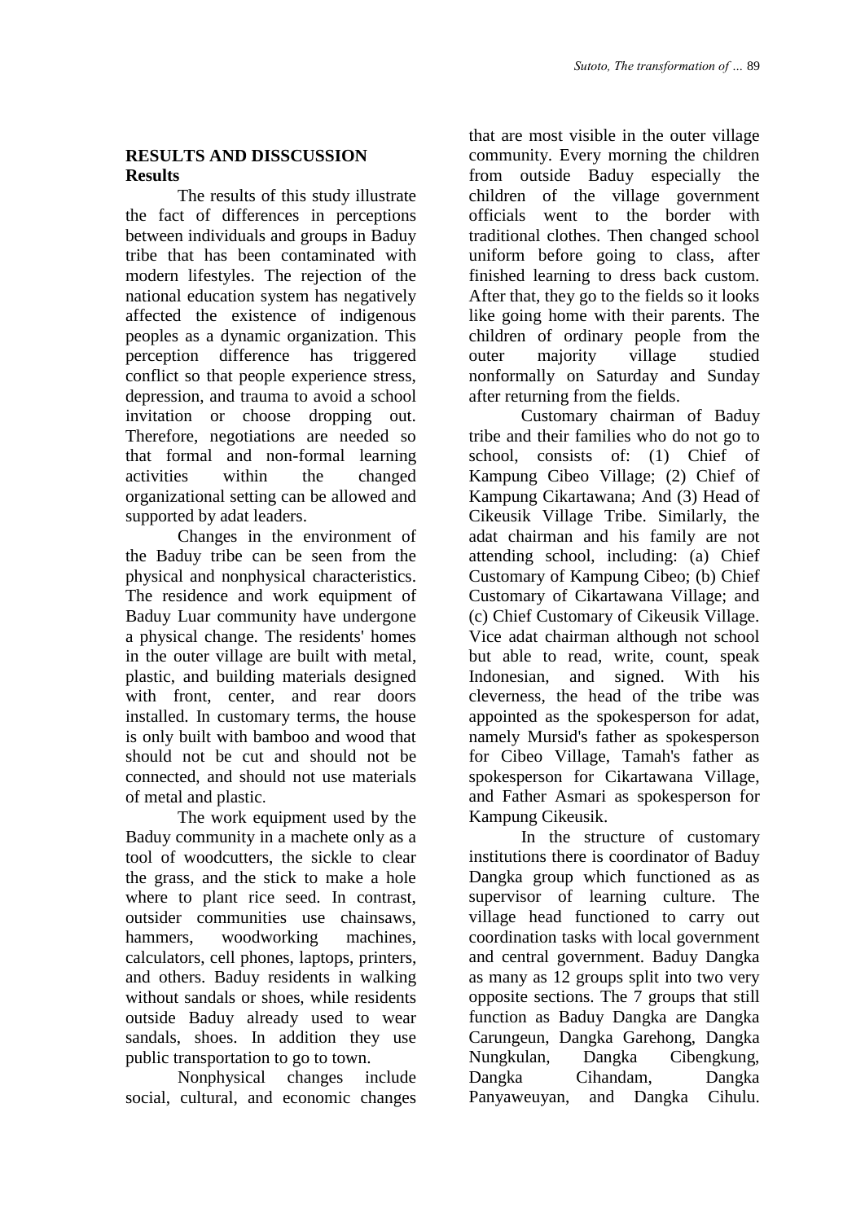## RESULTS AND DISSCUSSION

### Results

The results of this study illustrate the fact of differences in perceptions between individuals and groups in Baduy tribe that has been contaminated with modern lifestyles. The rejection of the national education system has negatively affected the existence of indigenous peoples as a dynamic organization. This perception difference has triggered conflict so that people experience stress, depression, and trauma to avoid a school invitation or choose dropping out. Therefore, negotiations are needed so that formal and non-formal learning activities within the changed organizational setting can be allowed and supported by adat leaders.

Changes in the environment of the Baduy tribe can be seen from the physical and nonphysical characteristics. The residence and work equipment of Baduy Luar community have undergone a physical change. The residents' homes in the outer village are built with metal, plastic, and building materials designed with front, center, and rear doors installed. In customary terms, the house is only built with bamboo and wood that should not be cut and should not be connected, and should not use materials of metal and plastic.

The work equipment used by the Baduy community in a machete only as a tool of woodcutters, the sickle to clear the grass, and the stick to make a hole where to plant rice seed. In contrast, outsider communities use chainsaws, hammers, woodworking machines, calculators, cell phones, laptops, printers, and others. Baduy residents in walking without sandals or shoes, while residents outside Baduy already used to wear sandals, shoes. In addition they use public transportation to go to town.

Nonphysical changes include social, cultural, and economic changes that are most visible in the outer village community. Every morning the children from outside Baduy especially the children of the village government officials went to the border with traditional clothes. Then changed school uniform before going to class, after finished learning to dress back custom. After that, they go to the fields so it looks like going home with their parents. The children of ordinary people from the outer majority village studied nonformally on Saturday and Sunday after returning from the fields.

Customary chairman of Baduy tribe and their families who do not go to school, consists of: (1) Chief of Kampung Cibeo Village; (2) Chief of Kampung Cikartawana; And (3) Head of Cikeusik Village Tribe. Similarly, the adat chairman and his family are not attending school, including: (a) Chief Customary of Kampung Cibeo; (b) Chief Customary of Cikartawana Village; and (c) Chief Customary of Cikeusik Village. Vice adat chairman although not school but able to read, write, count, speak Indonesian, and signed. With his cleverness, the head of the tribe was appointed as the spokesperson for adat, namely Mursid's father as spokesperson for Cibeo Village, Tamah's father as spokesperson for Cikartawana Village, and Father Asmari as spokesperson for Kampung Cikeusik.

In the structure of customary institutions there is coordinator of Baduy Dangka group which functioned as as supervisor of learning culture. The village head functioned to carry out coordination tasks with local government and central government. Baduy Dangka as many as 12 groups split into two very opposite sections. The 7 groups that still function as Baduy Dangka are Dangka Carungeun, Dangka Garehong, Dangka Nungkulan, Dangka Cibengkung, Dangka Cihandam, Dangka Panyaweuyan, and Dangka Cihulu.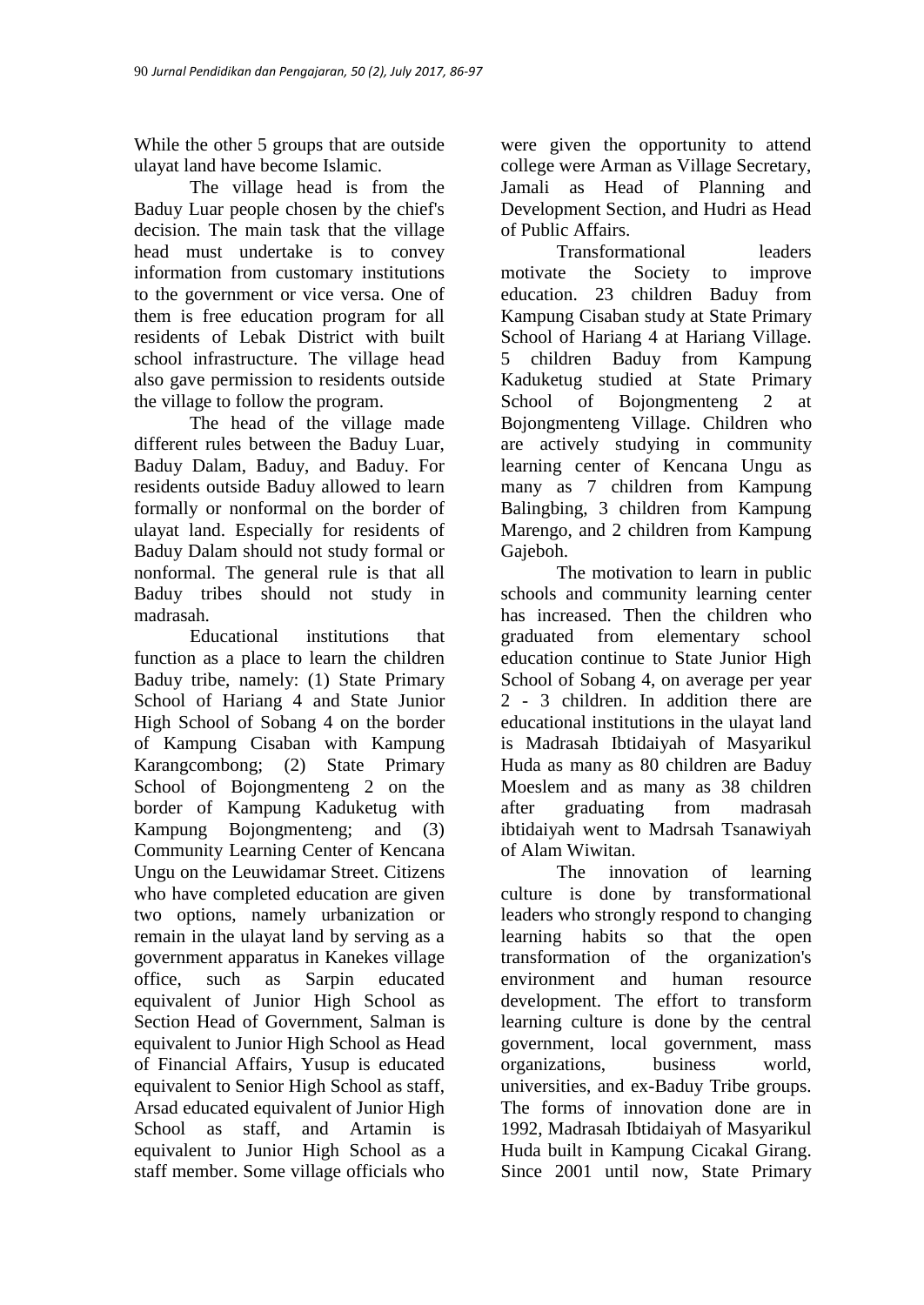While the other 5 groups that are outside ulayat land have become Islamic.

The village head is from the Baduy Luar people chosen by the chief's decision. The main task that the village head must undertake is to convey information from customary institutions to the government or vice versa. One of them is free education program for all residents of Lebak District with built school infrastructure. The village head also gave permission to residents outside the village to follow the program.

The head of the village made different rules between the Baduy Luar, Baduy Dalam, Baduy, and Baduy. For residents outside Baduy allowed to learn formally or nonformal on the border of ulayat land. Especially for residents of Baduy Dalam should not study formal or nonformal. The general rule is that all Baduy tribes should not study in madrasah.

Educational institutions that function as a place to learn the children Baduy tribe, namely: (1) State Primary School of Hariang 4 and State Junior High School of Sobang 4 on the border of Kampung Cisaban with Kampung Karangcombong; (2) State Primary School of Bojongmenteng 2 on the border of Kampung Kaduketug with Kampung Bojongmenteng; and (3) Community Learning Center of Kencana Ungu on the Leuwidamar Street. Citizens who have completed education are given two options, namely urbanization or remain in the ulayat land by serving as a government apparatus in Kanekes village office, such as Sarpin educated equivalent of Junior High School as Section Head of Government, Salman is equivalent to Junior High School as Head of Financial Affairs, Yusup is educated equivalent to Senior High School as staff, Arsad educated equivalent of Junior High School as staff, and Artamin is equivalent to Junior High School as a staff member. Some village officials who were given the opportunity to attend college were Arman as Village Secretary, Jamali as Head of Planning and Development Section, and Hudri as Head of Public Affairs.

Transformational leaders motivate the Society to improve education. 23 children Baduy from Kampung Cisaban study at State Primary School of Hariang 4 at Hariang Village. 5 children Baduy from Kampung Kaduketug studied at State Primary School of Bojongmenteng 2 at Bojongmenteng Village. Children who are actively studying in community learning center of Kencana Ungu as many as 7 children from Kampung Balingbing, 3 children from Kampung Marengo, and 2 children from Kampung Gajeboh.

The motivation to learn in public schools and community learning center has increased. Then the children who graduated from elementary school education continue to State Junior High School of Sobang 4, on average per year 2 - 3 children. In addition there are educational institutions in the ulayat land is Madrasah Ibtidaiyah of Masyarikul Huda as many as 80 children are Baduy Moeslem and as many as 38 children after graduating from madrasah ibtidaiyah went to Madrsah Tsanawiyah of Alam Wiwitan.

The innovation of learning culture is done by transformational leaders who strongly respond to changing learning habits so that the open transformation of the organization's environment and human resource development. The effort to transform learning culture is done by the central government, local government, mass organizations, business world, universities, and ex-Baduy Tribe groups. The forms of innovation done are in 1992, Madrasah Ibtidaiyah of Masyarikul Huda built in Kampung Cicakal Girang. Since 2001 until now, State Primary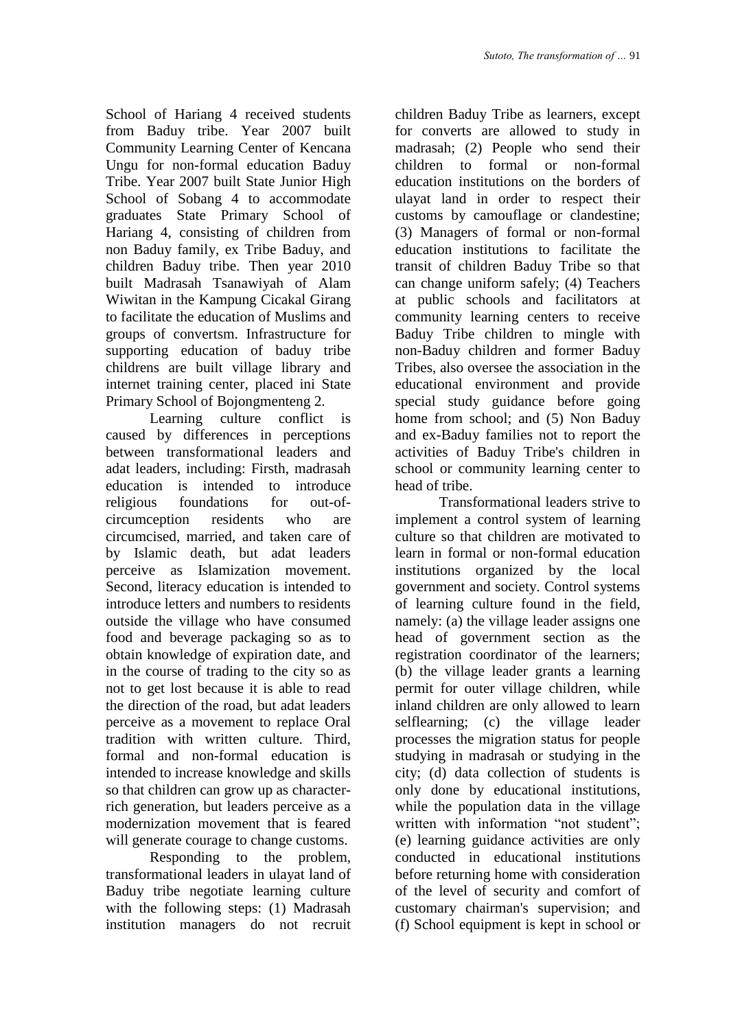School of Hariang 4 received students from Baduy tribe. Year 2007 built Community Learning Center of Kencana Ungu for non-formal education Baduy Tribe. Year 2007 built State Junior High School of Sobang 4 to accommodate graduates State Primary School of Hariang 4, consisting of children from non Baduy family, ex Tribe Baduy, and children Baduy tribe. Then year 2010 built Madrasah Tsanawiyah of Alam Wiwitan in the Kampung Cicakal Girang to facilitate the education of Muslims and groups of convertsm. Infrastructure for supporting education of baduy tribe childrens are built village library and internet training center, placed ini State Primary School of Bojongmenteng 2.

Learning culture conflict is caused by differences in perceptions between transformational leaders and adat leaders, including: Firsth, madrasah education is intended to introduce religious foundations for out-of-circumception residents who are circumcised, married, and taken care of by Islamic death, but adat leaders perceive as Islamization movement. Second, literacy education is intended to introduce letters and numbers to residents outside the village who have consumed food and beverage packaging so as to obtain knowledge of expiration date, and in the course of trading to the city so as not to get lost because it is able to read the direction of the road, but adat leaders perceive as a movement to replace Oral tradition with written culture. Third, formal and non-formal education is intended to increase knowledge and skills so that children can grow up as character-rich generation, but leaders perceive as a modernization movement that is feared will generate courage to change customs.

Responding to the problem, transformational leaders in ulayat land of Baduy tribe negotiate learning culture with the following steps: (1) Madrasah institution managers do not recruit children Baduy Tribe as learners, except for converts are allowed to study in madrasah; (2) People who send their children to formal or non-formal education institutions on the borders of ulayat land in order to respect their customs by camouflage or clandestine; (3) Managers of formal or non-formal education institutions to facilitate the transit of children Baduy Tribe so that can change uniform safely; (4) Teachers at public schools and facilitators at community learning centers to receive Baduy Tribe children to mingle with non-Baduy children and former Baduy Tribes, also oversee the association in the educational environment and provide special study guidance before going home from school; and (5) Non Baduy and ex-Baduy families not to report the activities of Baduy Tribe's children in school or community learning center to head of tribe.

Transformational leaders strive to implement a control system of learning culture so that children are motivated to learn in formal or non-formal education institutions organized by the local government and society. Control systems of learning culture found in the field, namely: (a) the village leader assigns one head of government section as the registration coordinator of the learners; (b) the village leader grants a learning permit for outer village children, while inland children are only allowed to learn selflearning; (c) the village leader processes the migration status for people studying in madrasah or studying in the city; (d) data collection of students is only done by educational institutions, while the population data in the village written with information "not student"; (e) learning guidance activities are only conducted in educational institutions before returning home with consideration of the level of security and comfort of customary chairman's supervision; and (f) School equipment is kept in school or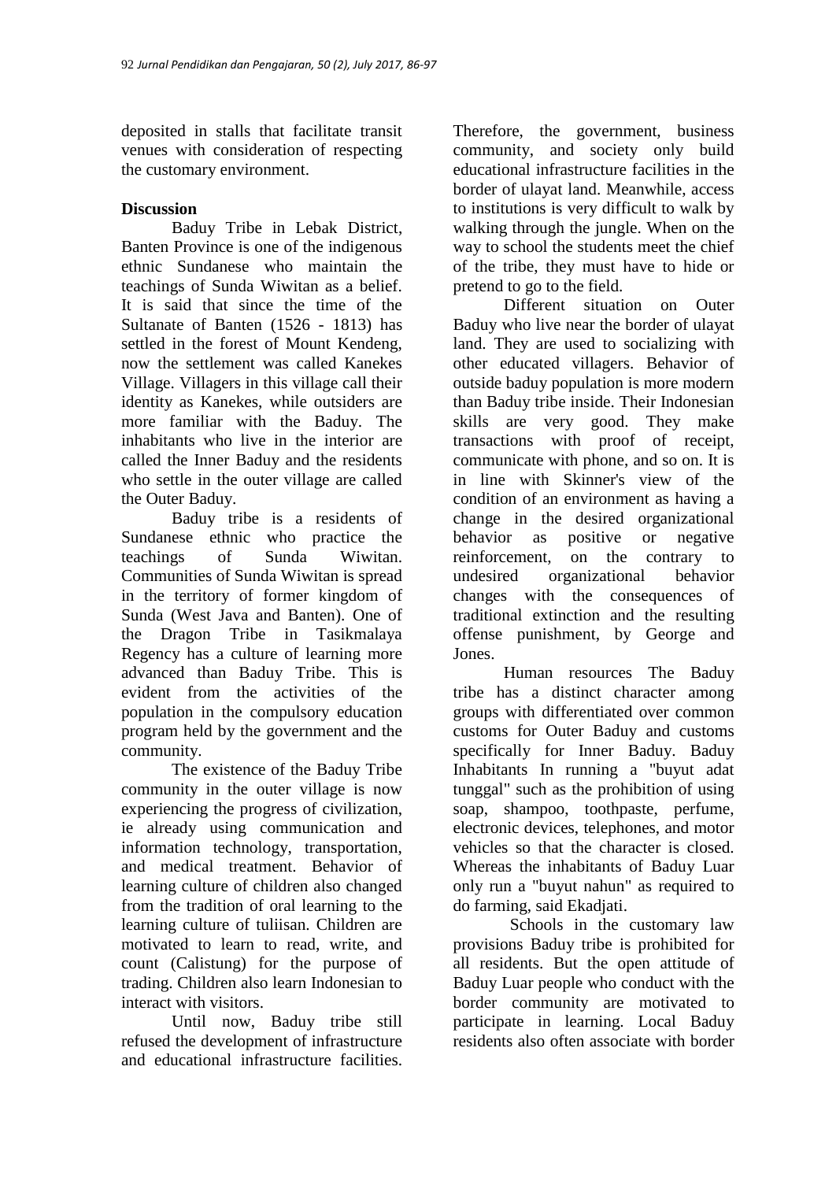deposited in stalls that facilitate transit venues with consideration of respecting the customary environment.

## Discussion

Baduy Tribe in Lebak District, Banten Province is one of the indigenous ethnic Sundanese who maintain the teachings of Sunda Wiwitan as a belief. It is said that since the time of the Sultanate of Banten (1526 - 1813) has settled in the forest of Mount Kendeng, now the settlement was called Kanekes Village. Villagers in this village call their identity as Kanekes, while outsiders are more familiar with the Baduy. The inhabitants who live in the interior are called the Inner Baduy and the residents who settle in the outer village are called the Outer Baduy.

Baduy tribe is a residents of Sundanese ethnic who practice the teachings of Sunda Wiwitan. Communities of Sunda Wiwitan is spread in the territory of former kingdom of Sunda (West Java and Banten). One of the Dragon Tribe in Tasikmalaya Regency has a culture of learning more advanced than Baduy Tribe. This is evident from the activities of the population in the compulsory education program held by the government and the community.

The existence of the Baduy Tribe community in the outer village is now experiencing the progress of civilization, ie already using communication and information technology, transportation, and medical treatment. Behavior of learning culture of children also changed from the tradition of oral learning to the learning culture of tuliisan. Children are motivated to learn to read, write, and count (Calistung) for the purpose of trading. Children also learn Indonesian to interact with visitors.

Until now, Baduy tribe still refused the development of infrastructure and educational infrastructure facilities. Therefore, the government, business community, and society only build educational infrastructure facilities in the border of ulayat land. Meanwhile, access to institutions is very difficult to walk by walking through the jungle. When on the way to school the students meet the chief of the tribe, they must have to hide or pretend to go to the field.

Different situation on Outer Baduy who live near the border of ulayat land. They are used to socializing with other educated villagers. Behavior of outside baduy population is more modern than Baduy tribe inside. Their Indonesian skills are very good. They make transactions with proof of receipt, communicate with phone, and so on. It is in line with Skinner's view of the condition of an environment as having a change in the desired organizational behavior as positive or negative reinforcement, on the contrary to undesired organizational behavior changes with the consequences of traditional extinction and the resulting offense punishment, by George and Jones.

Human resources The Baduy tribe has a distinct character among groups with differentiated over common customs for Outer Baduy and customs specifically for Inner Baduy. Baduy Inhabitants In running a "buyut adat tunggal" such as the prohibition of using soap, shampoo, toothpaste, perfume, electronic devices, telephones, and motor vehicles so that the character is closed. Whereas the inhabitants of Baduy Luar only run a "buyut nahun" as required to do farming, said Ekadjati.

Schools in the customary law provisions Baduy tribe is prohibited for all residents. But the open attitude of Baduy Luar people who conduct with the border community are motivated to participate in learning. Local Baduy residents also often associate with border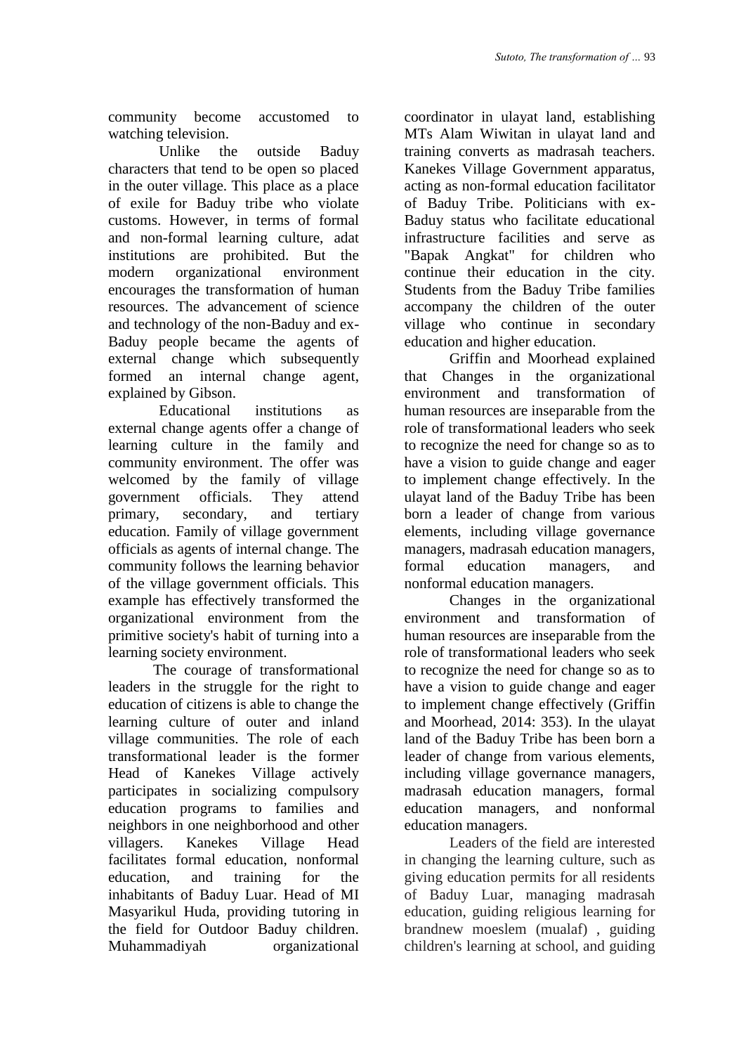community become accustomed to watching television.

Unlike the outside Baduy characters that tend to be open so placed in the outer village. This place as a place of exile for Baduy tribe who violate customs. However, in terms of formal and non-formal learning culture, adat institutions are prohibited. But the modern organizational environment encourages the transformation of human resources. The advancement of science and technology of the non-Baduy and ex-Baduy people became the agents of external change which subsequently formed an internal change agent, explained by Gibson.

Educational institutions as external change agents offer a change of learning culture in the family and community environment. The offer was welcomed by the family of village government officials. They attend primary, secondary, and tertiary education. Family of village government officials as agents of internal change. The community follows the learning behavior of the village government officials. This example has effectively transformed the organizational environment from the primitive society's habit of turning into a learning society environment.

The courage of transformational leaders in the struggle for the right to education of citizens is able to change the learning culture of outer and inland village communities. The role of each transformational leader is the former Head of Kanekes Village actively participates in socializing compulsory education programs to families and neighbors in one neighborhood and other villagers. Kanekes Village Head facilitates formal education, nonformal education, and training for the inhabitants of Baduy Luar. Head of MI Masyarikul Huda, providing tutoring in the field for Outdoor Baduy children. Muhammadiyah organizational coordinator in ulayat land, establishing MTs Alam Wiwitan in ulayat land and training converts as madrasah teachers. Kanekes Village Government apparatus, acting as non-formal education facilitator of Baduy Tribe. Politicians with ex-Baduy status who facilitate educational infrastructure facilities and serve as "Bapak Angkat" for children who continue their education in the city. Students from the Baduy Tribe families accompany the children of the outer village who continue in secondary education and higher education.

Griffin and Moorhead explained that Changes in the organizational environment and transformation of human resources are inseparable from the role of transformational leaders who seek to recognize the need for change so as to have a vision to guide change and eager to implement change effectively. In the ulayat land of the Baduy Tribe has been born a leader of change from various elements, including village governance managers, madrasah education managers, formal education managers, and nonformal education managers.

Changes in the organizational environment and transformation of human resources are inseparable from the role of transformational leaders who seek to recognize the need for change so as to have a vision to guide change and eager to implement change effectively (Griffin and Moorhead, 2014: 353). In the ulayat land of the Baduy Tribe has been born a leader of change from various elements, including village governance managers, madrasah education managers, formal education managers, and nonformal education managers.

Leaders of the field are interested in changing the learning culture, such as giving education permits for all residents of Baduy Luar, managing madrasah education, guiding religious learning for brandnew moeslem (mualaf) , guiding children's learning at school, and guiding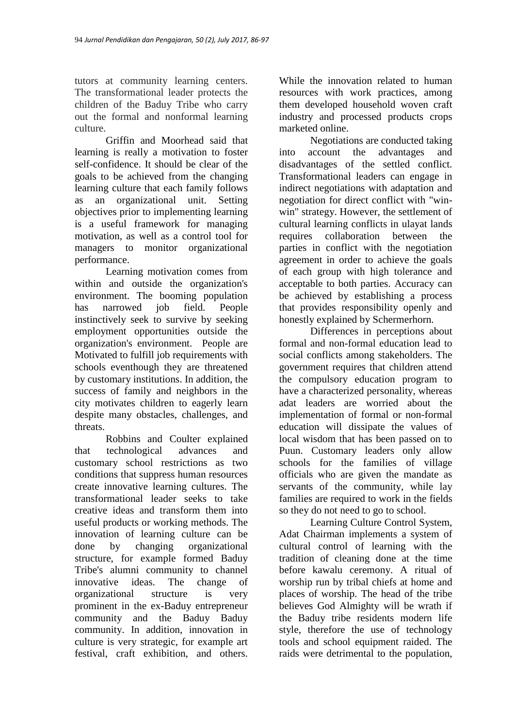tutors at community learning centers. The transformational leader protects the children of the Baduy Tribe who carry out the formal and nonformal learning culture.

Griffin and Moorhead said that learning is really a motivation to foster self-confidence. It should be clear of the goals to be achieved from the changing learning culture that each family follows as an organizational unit. Setting objectives prior to implementing learning is a useful framework for managing motivation, as well as a control tool for managers to monitor organizational performance.

Learning motivation comes from within and outside the organization's environment. The booming population has narrowed job field. People instinctively seek to survive by seeking employment opportunities outside the organization's environment. People are Motivated to fulfill job requirements with schools eventhough they are threatened by customary institutions. In addition, the success of family and neighbors in the city motivates children to eagerly learn despite many obstacles, challenges, and threats.

Robbins and Coulter explained that technological advances and customary school restrictions as two conditions that suppress human resources create innovative learning cultures. The transformational leader seeks to take creative ideas and transform them into useful products or working methods. The innovation of learning culture can be done by changing organizational structure, for example formed Baduy Tribe's alumni community to channel innovative ideas. The change of organizational structure is very prominent in the ex-Baduy entrepreneur community and the Baduy Baduy community. In addition, innovation in culture is very strategic, for example art festival, craft exhibition, and others. While the innovation related to human resources with work practices, among them developed household woven craft industry and processed products crops marketed online.

Negotiations are conducted taking into account the advantages and disadvantages of the settled conflict. Transformational leaders can engage in indirect negotiations with adaptation and negotiation for direct conflict with "win-win" strategy. However, the settlement of cultural learning conflicts in ulayat lands requires collaboration between the parties in conflict with the negotiation agreement in order to achieve the goals of each group with high tolerance and acceptable to both parties. Accuracy can be achieved by establishing a process that provides responsibility openly and honestly explained by Schermerhorn.

Differences in perceptions about formal and non-formal education lead to social conflicts among stakeholders. The government requires that children attend the compulsory education program to have a characterized personality, whereas adat leaders are worried about the implementation of formal or non-formal education will dissipate the values of local wisdom that has been passed on to Puun. Customary leaders only allow schools for the families of village officials who are given the mandate as servants of the community, while lay families are required to work in the fields so they do not need to go to school.

Learning Culture Control System, Adat Chairman implements a system of cultural control of learning with the tradition of cleaning done at the time before kawalu ceremony. A ritual of worship run by tribal chiefs at home and places of worship. The head of the tribe believes God Almighty will be wrath if the Baduy tribe residents modern life style, therefore the use of technology tools and school equipment raided. The raids were detrimental to the population,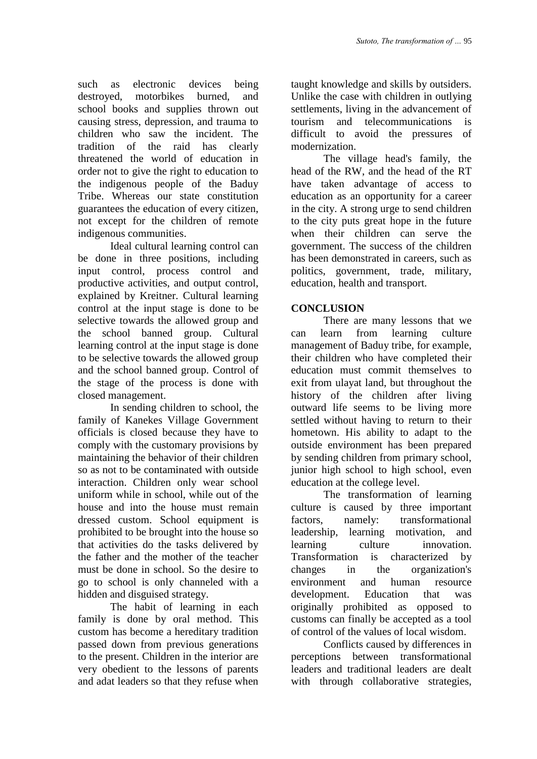such as electronic devices being destroyed, motorbikes burned, and school books and supplies thrown out causing stress, depression, and trauma to children who saw the incident. The tradition of the raid has clearly threatened the world of education in order not to give the right to education to the indigenous people of the Baduy Tribe. Whereas our state constitution guarantees the education of every citizen, not except for the children of remote indigenous communities.

Ideal cultural learning control can be done in three positions, including input control, process control and productive activities, and output control, explained by Kreitner. Cultural learning control at the input stage is done to be selective towards the allowed group and the school banned group. Cultural learning control at the input stage is done to be selective towards the allowed group and the school banned group. Control of the stage of the process is done with closed management.

In sending children to school, the family of Kanekes Village Government officials is closed because they have to comply with the customary provisions by maintaining the behavior of their children so as not to be contaminated with outside interaction. Children only wear school uniform while in school, while out of the house and into the house must remain dressed custom. School equipment is prohibited to be brought into the house so that activities do the tasks delivered by the father and the mother of the teacher must be done in school. So the desire to go to school is only channeled with a hidden and disguised strategy.

The habit of learning in each family is done by oral method. This custom has become a hereditary tradition passed down from previous generations to the present. Children in the interior are very obedient to the lessons of parents and adat leaders so that they refuse when taught knowledge and skills by outsiders. Unlike the case with children in outlying settlements, living in the advancement of tourism and telecommunications is difficult to avoid the pressures of modernization.

The village head's family, the head of the RW, and the head of the RT have taken advantage of access to education as an opportunity for a career in the city. A strong urge to send children to the city puts great hope in the future when their children can serve the government. The success of the children has been demonstrated in careers, such as politics, government, trade, military, education, health and transport.

## CONCLUSION

There are many lessons that we can learn from learning culture management of Baduy tribe, for example, their children who have completed their education must commit themselves to exit from ulayat land, but throughout the history of the children after living outward life seems to be living more settled without having to return to their hometown. His ability to adapt to the outside environment has been prepared by sending children from primary school, junior high school to high school, even education at the college level.

The transformation of learning culture is caused by three important factors, namely: transformational leadership, learning motivation, and learning culture innovation. Transformation is characterized by changes in the organization's environment and human resource development. Education that was originally prohibited as opposed to customs can finally be accepted as a tool of control of the values of local wisdom.

Conflicts caused by differences in perceptions between transformational leaders and traditional leaders are dealt with through collaborative strategies,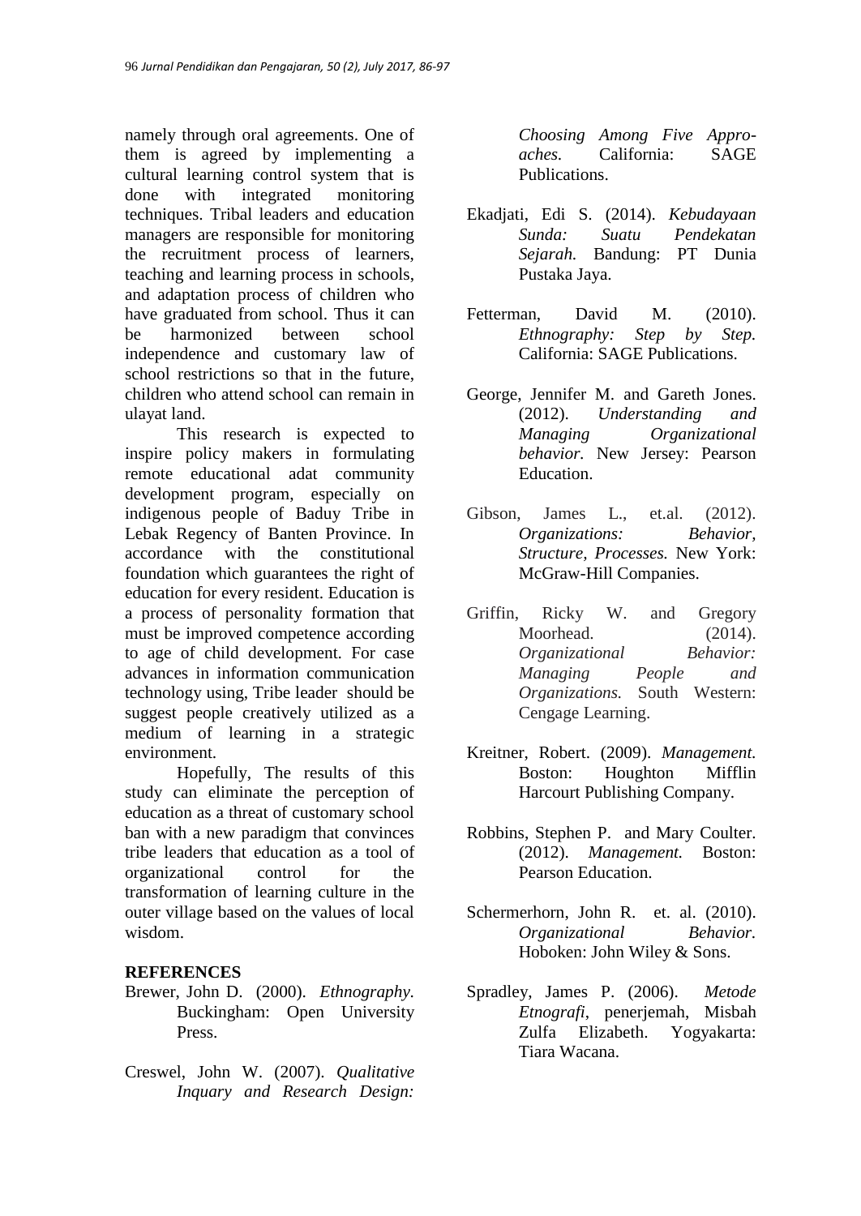namely through oral agreements. One of them is agreed by implementing a cultural learning control system that is done with integrated monitoring techniques. Tribal leaders and education managers are responsible for monitoring the recruitment process of learners, teaching and learning process in schools, and adaptation process of children who have graduated from school. Thus it can be harmonized between school independence and customary law of school restrictions so that in the future, children who attend school can remain in ulayat land.

This research is expected to inspire policy makers in formulating remote educational adat community development program, especially on indigenous people of Baduy Tribe in Lebak Regency of Banten Province. In accordance with the constitutional foundation which guarantees the right of education for every resident. Education is a process of personality formation that must be improved competence according to age of child development. For case advances in information communication technology using, Tribe leader should be suggest people creatively utilized as a medium of learning in a strategic environment.

Hopefully, The results of this study can eliminate the perception of education as a threat of customary school ban with a new paradigm that convinces tribe leaders that education as a tool of organizational control for the transformation of learning culture in the outer village based on the values of local wisdom.

## REFERENCES

Brewer, John D. (2000). *Ethnography.* Buckingham: Open University Press.

Creswel, John W. (2007). *Qualitative Inquary and Research Design: Choosing Among Five Approaches.* California: SAGE Publications.

Ekadjati, Edi S. (2014). *Kebudayaan Sunda: Suatu Pendekatan Sejarah.* Bandung: PT Dunia Pustaka Jaya.

Fetterman, David M. (2010). *Ethnography: Step by Step.* California: SAGE Publications.

George, Jennifer M. and Gareth Jones. (2012). *Understanding and Managing Organizational behavior.* New Jersey: Pearson Education.

Gibson, James L., et.al. (2012). *Organizations: Behavior, Structure, Processes.* New York: McGraw-Hill Companies.

Griffin, Ricky W. and Gregory Moorhead. (2014). *Organizational Behavior: Managing People and Organizations.* South Western: Cengage Learning.

Kreitner, Robert. (2009). *Management.* Boston: Houghton Mifflin Harcourt Publishing Company.

Robbins, Stephen P. and Mary Coulter. (2012). *Management.* Boston: Pearson Education.

Schermerhorn, John R. et. al. (2010). *Organizational Behavior*. Hoboken: John Wiley & Sons.

Spradley, James P. (2006). *Metode Etnografi*, penerjemah, Misbah Zulfa Elizabeth. Yogyakarta: Tiara Wacana.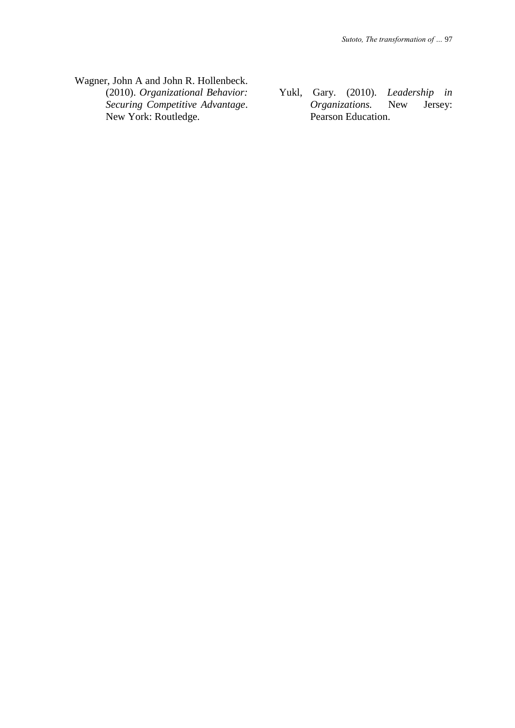Wagner, John A and John R. Hollenbeck. (2010). *Organizational Behavior: Securing Competitive Advantage*. New York: Routledge.

Yukl, Gary. (2010). *Leadership in Organizations.* New Jersey: Pearson Education.